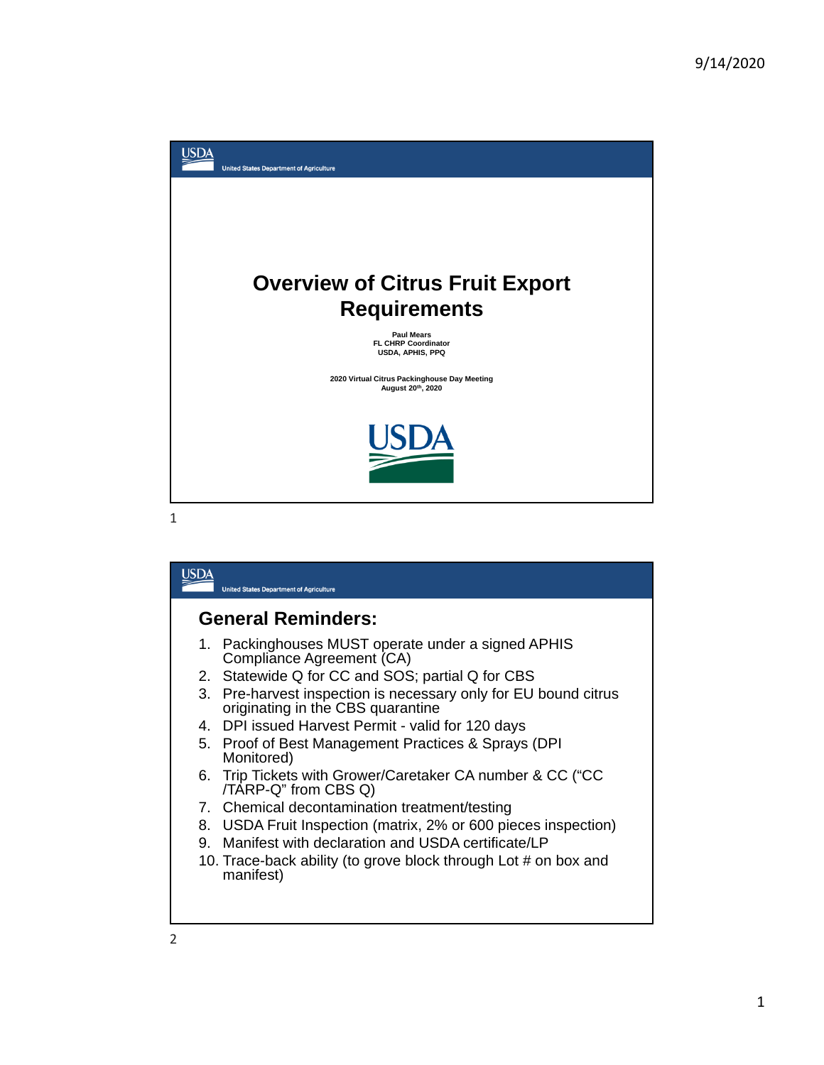# Overview of Citrus Fruit Export Requirements

**Paul Mears**
**FL CHRP Coordinator**
**USDA, APHIS, PPQ**

**2020 Virtual Citrus Packinghouse Day Meeting**
**August 20th, 2020**

## General Reminders:

1. Packinghouses MUST operate under a signed APHIS Compliance Agreement (CA)
2. Statewide Q for CC and SOS; partial Q for CBS
3. Pre-harvest inspection is necessary only for EU bound citrus originating in the CBS quarantine
4. DPI issued Harvest Permit - valid for 120 days
5. Proof of Best Management Practices & Sprays (DPI Monitored)
6. Trip Tickets with Grower/Caretaker CA number & CC ("CC /TARP-Q" from CBS Q)
7. Chemical decontamination treatment/testing
8. USDA Fruit Inspection (matrix, 2% or 600 pieces inspection)
9. Manifest with declaration and USDA certificate/LP
10. Trace-back ability (to grove block through Lot # on box and manifest)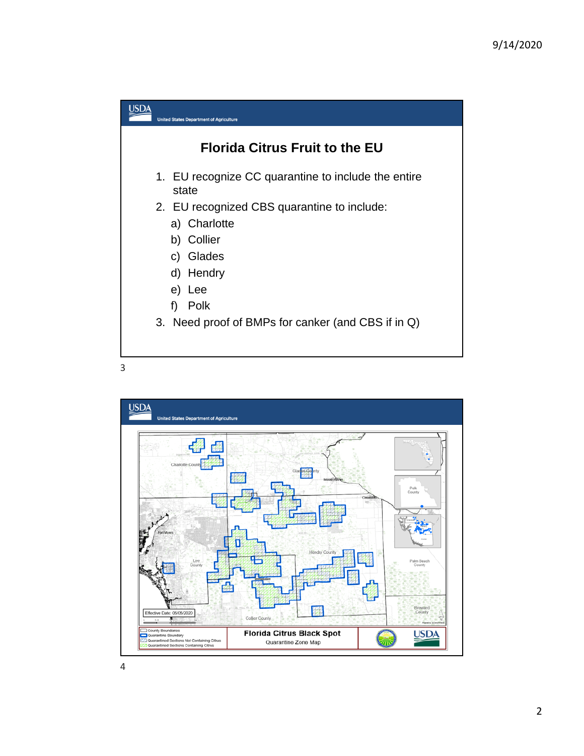# Florida Citrus Fruit to the EU

1. EU recognize CC quarantine to include the entire state
2. EU recognized CBS quarantine to include:
   a) Charlotte
   b) Collier
   c) Glades
   d) Hendry
   e) Lee
   f) Polk
3. Need proof of BMPs for canker (and CBS if in Q)

**Florida Citrus Black Spot**

Quarantine Zone Map

Effective Date: 05/05/2020

- County Boundaries
- Quarantine Boundary
- Quarantined Sections Not Containing Citrus
- Quarantined Sections Containing Citrus

Charlotte County, Glades County, Moore Haven, Clewiston, Fort Myers, Lee County, Hendry County, Immokalee, Collier County, Palm Beach County, Broward County, Polk County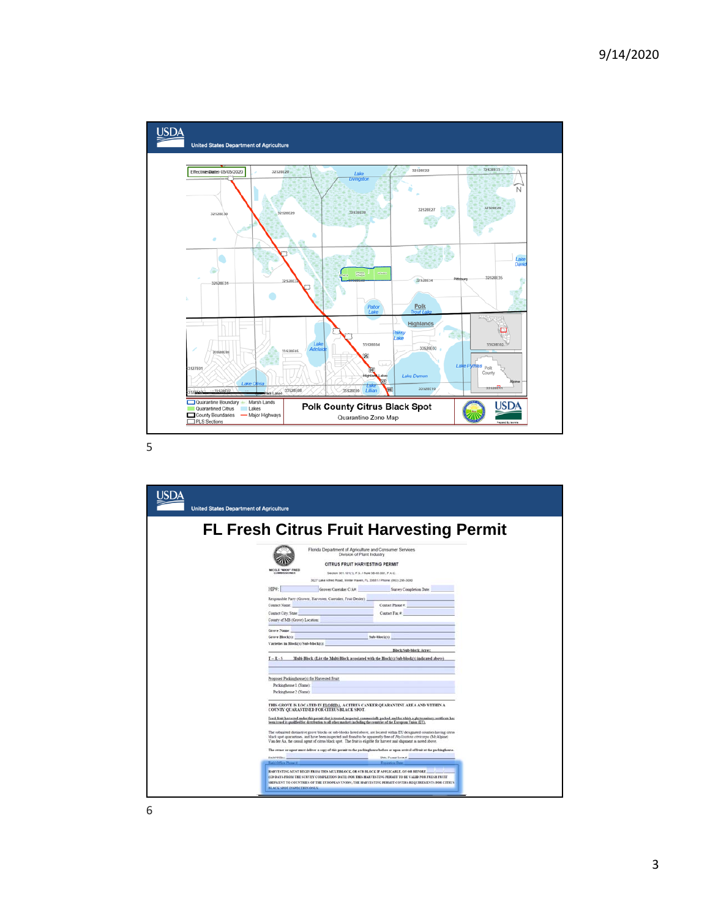Polk County Citrus Black Spot

Quarantine Zone Map

Effective Date: 05/05/2020

Quarantine Boundary
Quarantined Citrus
County Boundaries
PLS Sections
Marsh Lands
Lakes
Major Highways

5

# FL Fresh Citrus Fruit Harvesting Permit

Florida Department of Agriculture and Consumer Services
Division of Plant Industry

CITRUS FRUIT HARVESTING PERMIT

NICOLE "NIKKI" FRIED
COMMISSIONER

HP#: Grower/Caretaker C/A#: Survey Completion Date:

Responsible Party (Grower, Harvester, Caretaker, Fruit Dealer):
Contact Name: Contact Phone #:
Contact City, State: Contact Fax #:
County of MB (Grove) Location:

Grove Name:
Grove Block(s): Sub-block(s):
Varieties in Block(s)/Sub-block(s):

Block/Sub-block Acres:

T - R - S Multi-Block (List the Multi-Block associated with the Block(s)/Sub-block(s) indicated above)

Proposed Packinghouse(s) for Harvested Fruit
Packinghouse 1 (Name):
Packinghouse 2 (Name):

THIS GROVE IS LOCATED IN FLORIDA, A CITRUS CANKER QUARANTINE AREA AND WITHIN A COUNTY QUARANTINED FOR CITRUS BLACK SPOT.

Fresh fruit harvested under this permit that is treated, inspected, commercially packed, and for which a phytosanitary certificate has been issued is qualified for distribution to all other markets including the countries of the European Union (EU).

The submitted distinctive grove blocks or sub-blocks listed above, are located within EU designated counties having citrus black spot quarantines, and have been inspected and found to be apparently free of *Phyllosticta citricarpa* (McAlpine) Van der Aa, the causal agent of citrus black spot. The fruit is eligible for harvest and shipment as noted above.

The owner or agent must deliver a copy of this permit to the packinghouse before or upon arrival of fruit at the packinghouse.

HARVESTING MUST BEGIN FROM THIS MULTIBLOCK, OR SUB BLOCK IF APPLICABLE, ON OR BEFORE (120 DAYS FROM THE SURVEY COMPLETION DATE) FOR THIS HARVESTING PERMIT TO BE VALID FOR FRESH FRUIT SHIPMENT TO COUNTRIES OF THE EUROPEAN UNION. THE HARVESTING PERMIT COVERS REQUIREMENTS FOR CITRUS BLACK SPOT INSPECTION ONLY.

6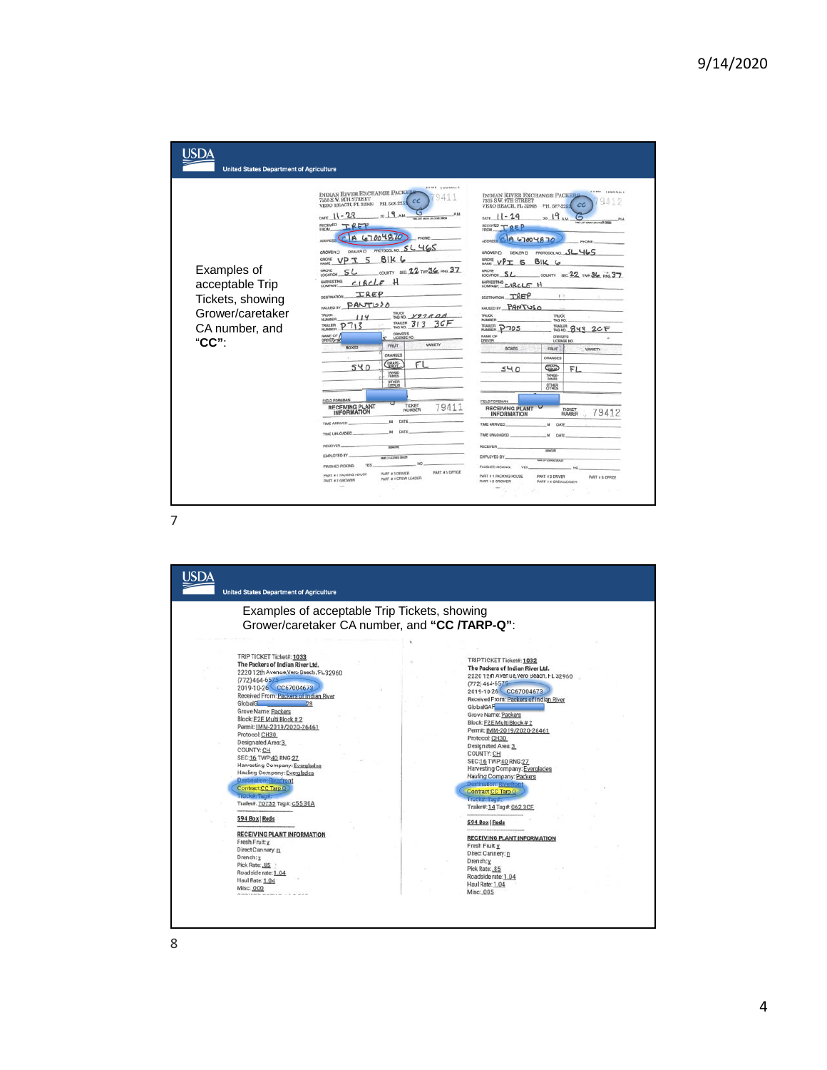Examples of acceptable Trip Tickets, showing Grower/caretaker CA number, and "**CC**":

INDIAN RIVER EXCHANGE PACKERS
7355 S.W. 9TH STREET
VERO BEACH, FL 32968 PH. 562-2252 CC 79411

DATE 11-29 20 19 AM PM

RECEIVED FROM TREP

ADDRESS CA 67004870 PHONE

GROWER DEALER PROTOCOL NO. SL 465

GROVE NAME VPI 5 BlK 6

GROVE LOCATION SL COUNTY SEC. 22 TWP 36 RNG 37

HARVESTING COMPANY CIRCLE H

DESTINATION TREP

HAULED BY PANTUSO

TRUCK NUMBER 114 TRUCK TAG NO. Y97ADA

TRAILER NUMBER P713 TRAILER TAG NO. 313 3CF

| BOXES | FRUIT | VARIETY |
|---|---|---|
| 540 | GRAPE FRUIT | FL |

RECEIVING PLANT INFORMATION TICKET NUMBER 79411

---

INDIAN RIVER EXCHANGE PACKERS
7355 S.W. 9TH STREET
VERO BEACH, FL 32968 PH. 562-2252 CC 79412

DATE 11-29 20 19 AM PM

RECEIVED FROM TREP

ADDRESS CA 67004870 PHONE

GROWER DEALER PROTOCOL NO. SL 465

GROVE NAME VPI 5 BlK 6

GROVE LOCATION SL COUNTY SEC. 22 TWP 36 RNG 37

HARVESTING COMPANY CIRCLE H

DESTINATION TREP

HAULED BY PANTUSO

TRAILER NUMBER P705 TRAILER TAG NO. 843 2CF

| BOXES | FRUIT | VARIETY |
|---|---|---|
| 540 | GRAPE FRUIT | FL |

RECEIVING PLANT INFORMATION TICKET NUMBER 79412

---

Examples of acceptable Trip Tickets, showing Grower/caretaker CA number, and **"CC /TARP-Q"**:

TRIP TICKET Ticket#: 1033
The Packers of Indian River Ltd.
2220 12th Avenue Vero Beach, FL 32960
(772)464-6575
2019-10-26 CC67004673
Received From: Packers of Indian River
GlobalGAP 28
Grove Name: Packers
Block: F2E Multi Block # 2
Permit: IMM-2019/2020-26461
Protocol: CH30
Designated Area: 3
COUNTY: CH
SEC: 16 TWP: 40 RNG: 27
Harvesting Company: Everglades
Hauling Company: Everglades
Destination: Riverfront
Contract: CC Tarp Q
Trucks: Tag#:
Trailer#: 70733 Tag#: C5530A
594 Box | Reds
RECEIVING PLANT INFORMATION
Fresh Fruit: y
Direct Cannery: n
Drench: y
Pick Rate: .85
Roadside rate: 1.04
Haul Rate: 1.04
Misc: .000

---

TRIP TICKET Ticket#: 1032
The Packers of Indian River Ltd.
2220 12th Avenue, Vero Beach, FL 32960
(772)464-6575
2019-10-26 CC67004673
Received From: Packers of Indian River
GlobalGAP
Grove Name: Packers
Block: F2E Multi Block # 2
Permit: IMM-2019/2020-26461
Protocol: CH30
Designated Area: 3
COUNTY: CH
SEC: 16 TWP: 40 RNG: 27
Harvesting Company: Everglades
Hauling Company: Packers
Destination: Riverfront
Contract: CC Tarp Q
Trucks: Tag#:
Trailer#: 14 Tag#: 0623CE
594 Box | Reds
RECEIVING PLANT INFORMATION
Fresh Fruit: y
Direct Cannery: n
Drench: y
Pick Rate: .85
Roadside rate: 1.04
Haul Rate: 1.04
Misc: .005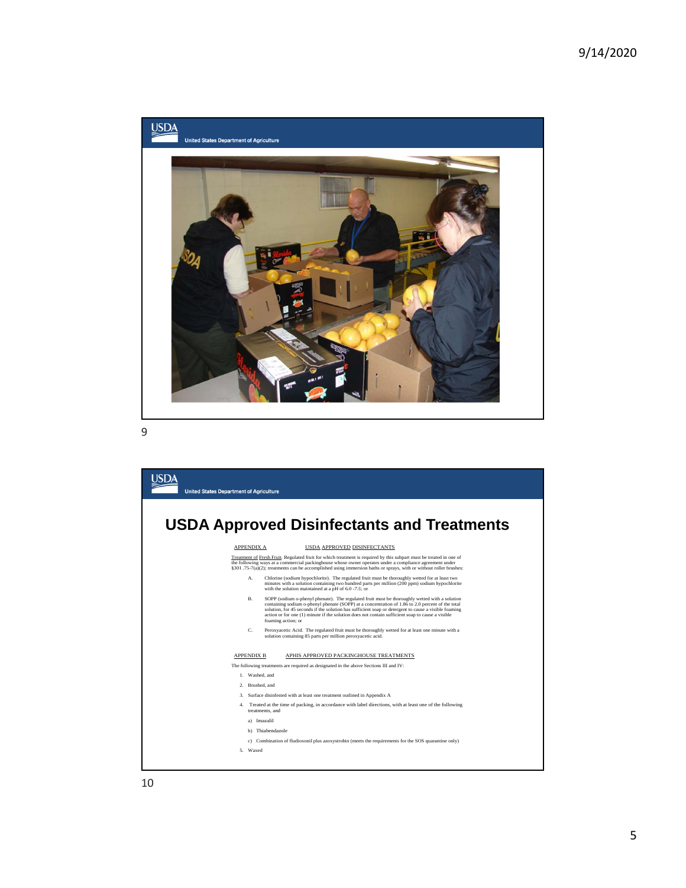# USDA Approved Disinfectants and Treatments

APPENDIX A USDA APPROVED DISINFECTANTS

Treatment of Fresh Fruit. Regulated fruit for which treatment is required by this subpart must be treated in one of the following ways at a commercial packinghouse whose owner operates under a compliance agreement under §301 .75-7(a)(2); treatments can be accomplished using immersion baths or sprays, with or without roller brushes:

A. Chlorine (sodium hypochlorite). The regulated fruit must be thoroughly wetted for at least two minutes with a solution containing two hundred parts per million (200 ppm) sodium hypochlorite with the solution maintained at a pH of 6.0 -7.5; or

B. SOPP (sodium o-phenyl phenate). The regulated fruit must be thoroughly wetted with a solution containing sodium o-phenyl phenate (SOPP) at a concentration of 1.86 to 2.0 percent of the total solution, for 45 seconds if the solution has sufficient soap or detergent to cause a visible foaming action or for one (1) minute if the solution does not contain sufficient soap to cause a visible foaming action; or

C. Peroxyacetic Acid. The regulated fruit must be thoroughly wetted for at least one minute with a solution containing 85 parts per million peroxyacetic acid.

APPENDIX B APHIS APPROVED PACKINGHOUSE TREATMENTS

The following treatments are required as designated in the above Sections III and IV:

1. Washed, and
2. Brushed, and
3. Surface disinfested with at least one treatment outlined in Appendix A
4. Treated at the time of packing, in accordance with label directions, with at least one of the following treatments, and
   - a) Imazalil
   - b) Thiabendazole
   - c) Combination of fludioxonil plus azoxystrobin (meets the requirements for the SOS quarantine only)
5. Waxed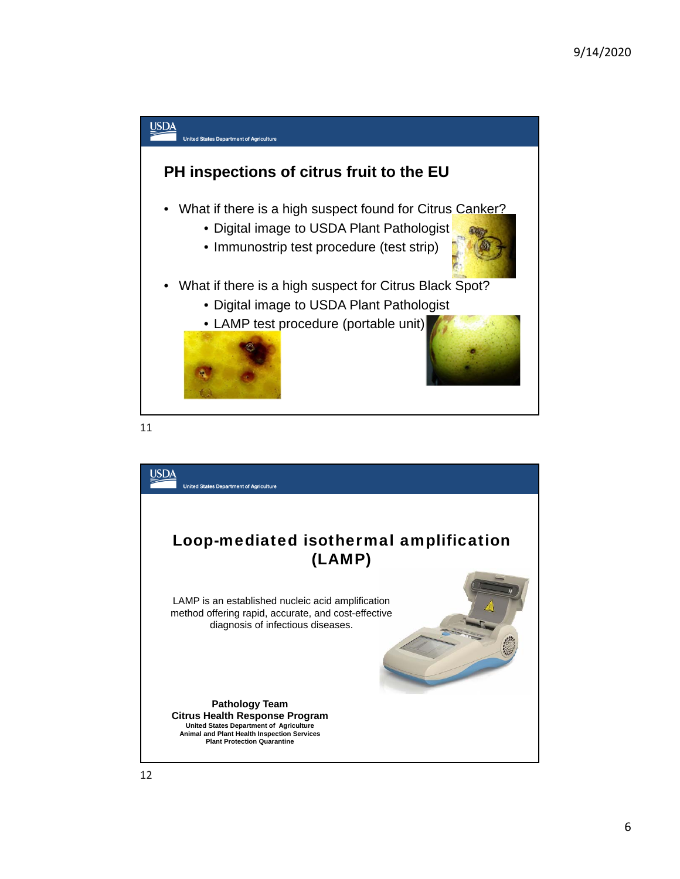## PH inspections of citrus fruit to the EU

- What if there is a high suspect found for Citrus Canker?
  - Digital image to USDA Plant Pathologist
  - Immunostrip test procedure (test strip)
- What if there is a high suspect for Citrus Black Spot?
  - Digital image to USDA Plant Pathologist
  - LAMP test procedure (portable unit)

## Loop-mediated isothermal amplification (LAMP)

LAMP is an established nucleic acid amplification method offering rapid, accurate, and cost-effective diagnosis of infectious diseases.

**Pathology Team**
**Citrus Health Response Program**
**United States Department of Agriculture**
**Animal and Plant Health Inspection Services**
**Plant Protection Quarantine**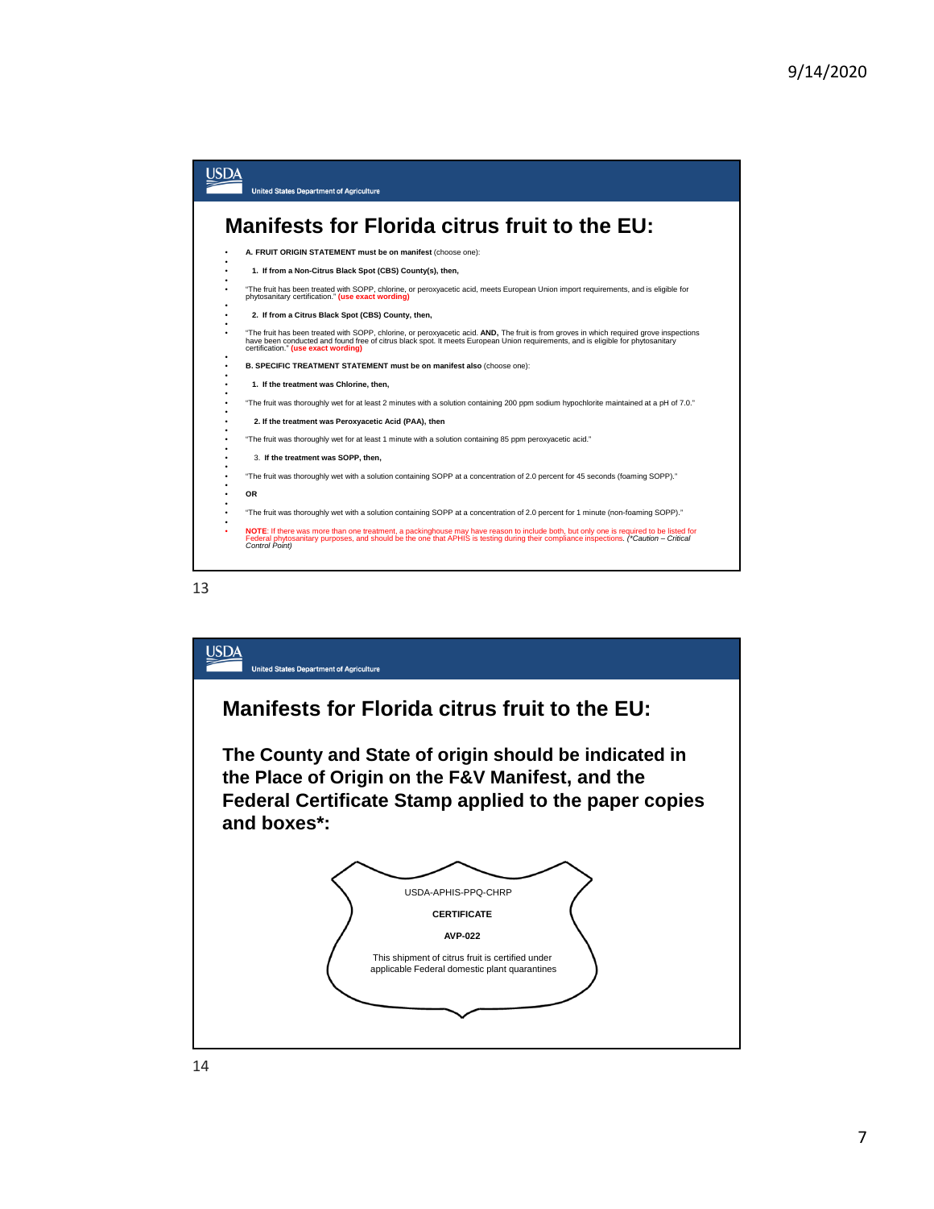## Manifests for Florida citrus fruit to the EU:

- **A. FRUIT ORIGIN STATEMENT must be on manifest** (choose one):
- **1. If from a Non-Citrus Black Spot (CBS) County(s), then,**
- "The fruit has been treated with SOPP, chlorine, or peroxyacetic acid, meets European Union import requirements, and is eligible for phytosanitary certification." **(use exact wording)**
- **2. If from a Citrus Black Spot (CBS) County, then,**
- "The fruit has been treated with SOPP, chlorine, or peroxyacetic acid. **AND,** The fruit is from groves in which required grove inspections have been conducted and found free of citrus black spot. It meets European Union import requirements, and is eligible for phytosanitary certification." **(use exact wording)**
- **B. SPECIFIC TREATMENT STATEMENT must be on manifest also** (choose one):
- **1. If the treatment was Chlorine, then,**
- "The fruit was thoroughly wet for at least 2 minutes with a solution containing 200 ppm sodium hypochlorite maintained at a pH of 7.0."
- **2. If the treatment was Peroxyacetic Acid (PAA), then**
- "The fruit was thoroughly wet for at least 1 minute with a solution containing 85 ppm peroxyacetic acid."
- 3. **If the treatment was SOPP, then,**
- "The fruit was thoroughly wet with a solution containing SOPP at a concentration of 2.0 percent for 45 seconds (foaming SOPP)."
- **OR**
- "The fruit was thoroughly wet with a solution containing SOPP at a concentration of 2.0 percent for 1 minute (non-foaming SOPP)."
- **NOTE**: If there was more than one treatment, a packinghouse may have reason to include both, but only one is required to be listed for Federal phytosanitary purposes, and should be the one that APHIS is testing during their compliance inspections. *(\*Caution – Critical Control Point)*

## Manifests for Florida citrus fruit to the EU:

**The County and State of origin should be indicated in the Place of Origin on the F&V Manifest, and the Federal Certificate Stamp applied to the paper copies and boxes\*:**

USDA-APHIS-PPQ-CHRP

**CERTIFICATE**

**AVP-022**

This shipment of citrus fruit is certified under applicable Federal domestic plant quarantines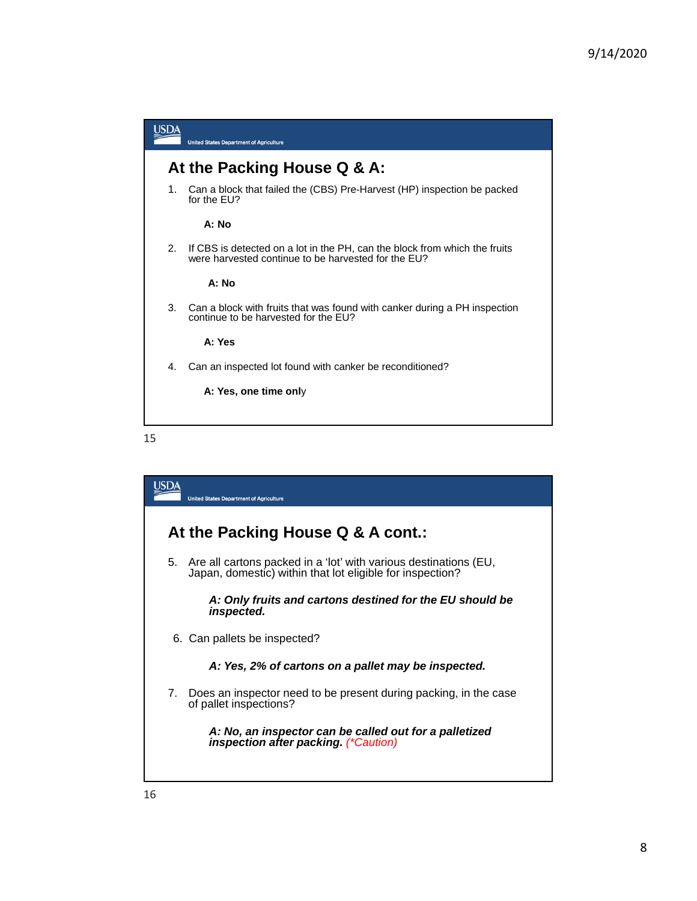## At the Packing House Q & A:

1. Can a block that failed the (CBS) Pre-Harvest (HP) inspection be packed for the EU?

   **A: No**

2. If CBS is detected on a lot in the PH, can the block from which the fruits were harvested continue to be harvested for the EU?

   **A: No**

3. Can a block with fruits that was found with canker during a PH inspection continue to be harvested for the EU?

   **A: Yes**

4. Can an inspected lot found with canker be reconditioned?

   **A: Yes, one time only**

## At the Packing House Q & A cont.:

5. Are all cartons packed in a 'lot' with various destinations (EU, Japan, domestic) within that lot eligible for inspection?

   ***A: Only fruits and cartons destined for the EU should be inspected.***

6. Can pallets be inspected?

   ***A: Yes, 2% of cartons on a pallet may be inspected.***

7. Does an inspector need to be present during packing, in the case of pallet inspections?

   ***A: No, an inspector can be called out for a palletized inspection after packing.*** *(\*Caution)*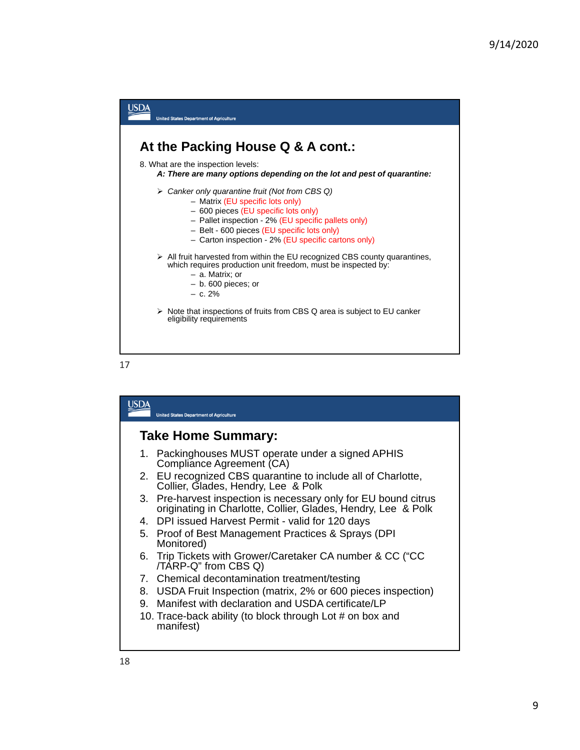## At the Packing House Q & A cont.:

8. What are the inspection levels:

***A: There are many options depending on the lot and pest of quarantine:***

- *Canker only quarantine fruit (Not from CBS Q)*
  - Matrix (EU specific lots only)
  - 600 pieces (EU specific lots only)
  - Pallet inspection - 2% (EU specific pallets only)
  - Belt - 600 pieces (EU specific lots only)
  - Carton inspection - 2% (EU specific cartons only)
- All fruit harvested from within the EU recognized CBS county quarantines, which requires production unit freedom, must be inspected by:
  - a. Matrix; or
  - b. 600 pieces; or
  - c. 2%
- Note that inspections of fruits from CBS Q area is subject to EU canker eligibility requirements

## Take Home Summary:

1. Packinghouses MUST operate under a signed APHIS Compliance Agreement (CA)
2. EU recognized CBS quarantine to include all of Charlotte, Collier, Glades, Hendry, Lee & Polk
3. Pre-harvest inspection is necessary only for EU bound citrus originating in Charlotte, Collier, Glades, Hendry, Lee & Polk
4. DPI issued Harvest Permit - valid for 120 days
5. Proof of Best Management Practices & Sprays (DPI Monitored)
6. Trip Tickets with Grower/Caretaker CA number & CC ("CC /TARP-Q" from CBS Q)
7. Chemical decontamination treatment/testing
8. USDA Fruit Inspection (matrix, 2% or 600 pieces inspection)
9. Manifest with declaration and USDA certificate/LP
10. Trace-back ability (to block through Lot # on box and manifest)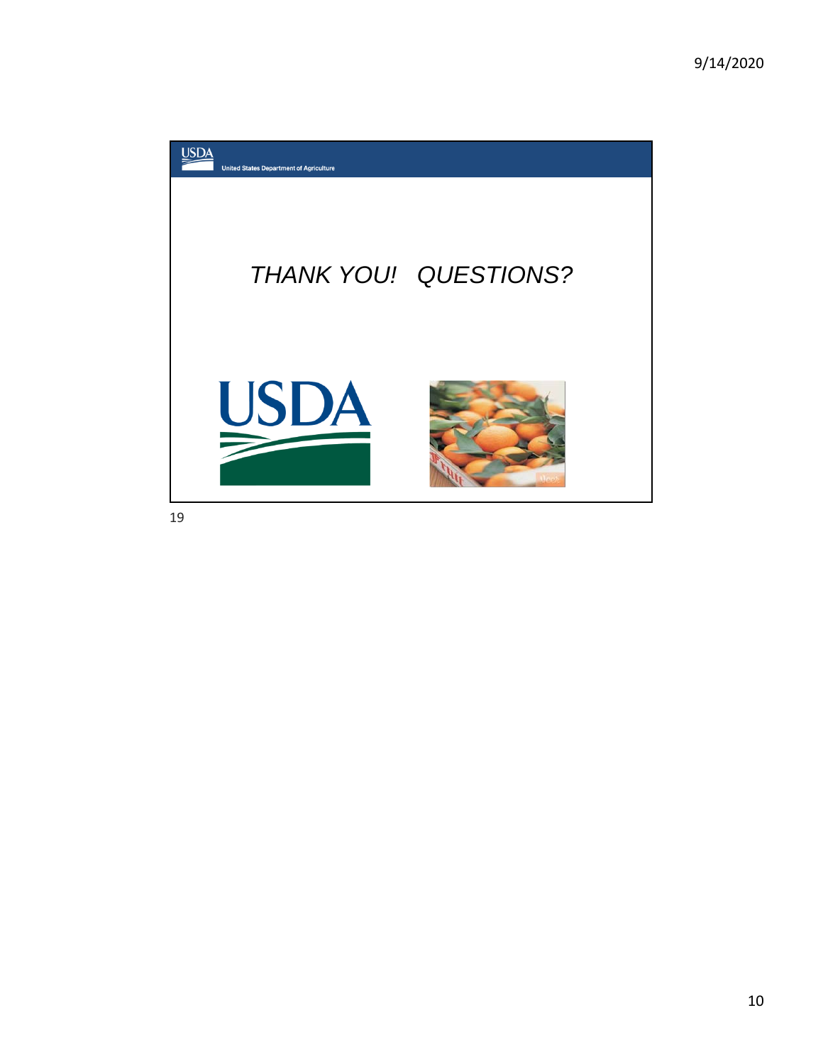United States Department of Agriculture

*THANK YOU! QUESTIONS?*